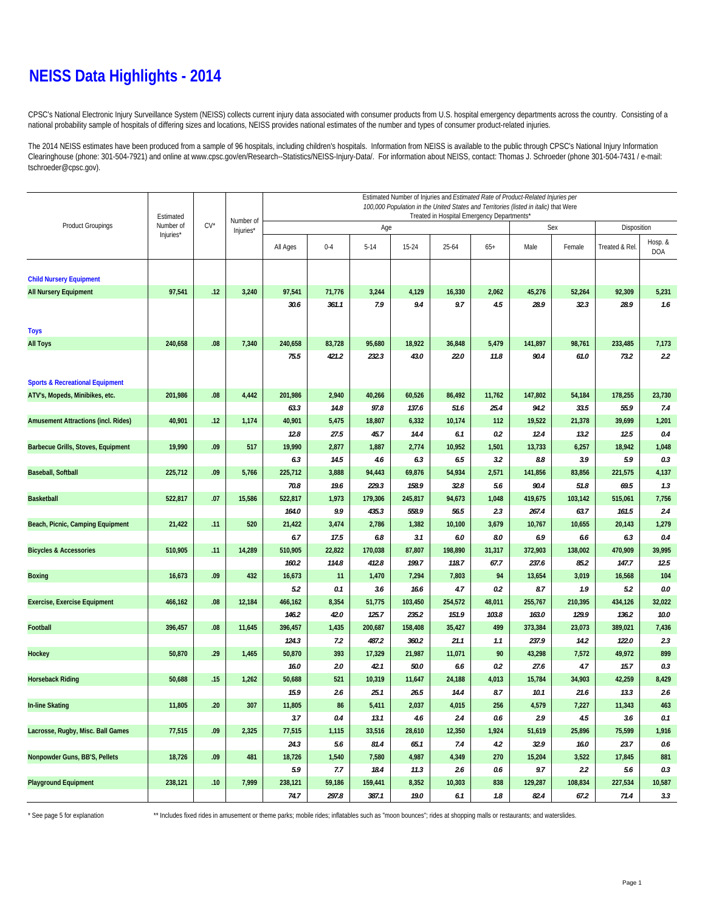# NEISS Data Highlights - 2014

CPSC's National Electronic Injury Surveillance System (NEISS) collects current injury data associated with consumer products from U.S. hospital emergency departments across the country. Consisting of a national probability sample of hospitals of differing sizes and locations, NEISS provides national estimates of the number and types of consumer product-related injuries.

The 2014 NEISS estimates have been produced from a sample of 96 hospitals, including children's hospitals. Information from NEISS is available to the public through CPSC's National Injury Information Clearinghouse (phone: 301-504-7921) and online at www.cpsc.gov/en/Research--Statistics/NEISS-Injury-Data/. For information about NEISS, contact: Thomas J. Schroeder (phone 301-504-7431 / e-mail: tschroeder@cpsc.gov).

| Product Groupings | Estimated Number of Injuries* | CV* | Number of Injuries* | Estimated Number of Injuries and *Estimated Rate of Product-Related Injuries per 100,000 Population in the United States and Territories (listed in italic)* that Were Treated in Hospital Emergency Departments* | | | | | | | | | |
|---|---|---|---|---|---|---|---|---|---|---|---|---|---|
| | | | | Age | | | | | | Sex | | Disposition | |
| | | | | All Ages | 0-4 | 5-14 | 15-24 | 25-64 | 65+ | Male | Female | Treated & Rel. | Hosp. & DOA |
| **Child Nursery Equipment** | | | | | | | | | | | | | |
| **All Nursery Equipment** | **97,541** | **.12** | **3,240** | **97,541** | **71,776** | **3,244** | **4,129** | **16,330** | **2,062** | **45,276** | **52,264** | **92,309** | **5,231** |
| | | | | *30.6* | *361.1* | *7.9* | *9.4* | *9.7* | *4.5* | *28.9* | *32.3* | *28.9* | *1.6* |
| **Toys** | | | | | | | | | | | | | |
| **All Toys** | **240,658** | **.08** | **7,340** | **240,658** | **83,728** | **95,680** | **18,922** | **36,848** | **5,479** | **141,897** | **98,761** | **233,485** | **7,173** |
| | | | | *75.5* | *421.2* | *232.3* | *43.0* | *22.0* | *11.8* | *90.4* | *61.0* | *73.2* | *2.2* |
| **Sports & Recreational Equipment** | | | | | | | | | | | | | |
| **ATV's, Mopeds, Minibikes, etc.** | **201,986** | **.08** | **4,442** | **201,986** | **2,940** | **40,266** | **60,526** | **86,492** | **11,762** | **147,802** | **54,184** | **178,255** | **23,730** |
| | | | | *63.3* | *14.8* | *97.8* | *137.6* | *51.6* | *25.4* | *94.2* | *33.5* | *55.9* | *7.4* |
| **Amusement Attractions (incl. Rides)** | **40,901** | **.12** | **1,174** | **40,901** | **5,475** | **18,807** | **6,332** | **10,174** | **112** | **19,522** | **21,378** | **39,699** | **1,201** |
| | | | | *12.8* | *27.5* | *45.7* | *14.4* | *6.1* | *0.2* | *12.4* | *13.2* | *12.5* | *0.4* |
| **Barbecue Grills, Stoves, Equipment** | **19,990** | **.09** | **517** | **19,990** | **2,877** | **1,887** | **2,774** | **10,952** | **1,501** | **13,733** | **6,257** | **18,942** | **1,048** |
| | | | | *6.3* | *14.5* | *4.6* | *6.3* | *6.5* | *3.2* | *8.8* | *3.9* | *5.9* | *0.3* |
| **Baseball, Softball** | **225,712** | **.09** | **5,766** | **225,712** | **3,888** | **94,443** | **69,876** | **54,934** | **2,571** | **141,856** | **83,856** | **221,575** | **4,137** |
| | | | | *70.8* | *19.6* | *229.3* | *158.9* | *32.8* | *5.6* | *90.4* | *51.8* | *69.5* | *1.3* |
| **Basketball** | **522,817** | **.07** | **15,586** | **522,817** | **1,973** | **179,306** | **245,817** | **94,673** | **1,048** | **419,675** | **103,142** | **515,061** | **7,756** |
| | | | | *164.0* | *9.9* | *435.3* | *558.9* | *56.5* | *2.3* | *267.4* | *63.7* | *161.5* | *2.4* |
| **Beach, Picnic, Camping Equipment** | **21,422** | **.11** | **520** | **21,422** | **3,474** | **2,786** | **1,382** | **10,100** | **3,679** | **10,767** | **10,655** | **20,143** | **1,279** |
| | | | | *6.7* | *17.5* | *6.8* | *3.1* | *6.0* | *8.0* | *6.9* | *6.6* | *6.3* | *0.4* |
| **Bicycles & Accessories** | **510,905** | **.11** | **14,289** | **510,905** | **22,822** | **170,038** | **87,807** | **198,890** | **31,317** | **372,903** | **138,002** | **470,909** | **39,995** |
| | | | | *160.2* | *114.8* | *412.8* | *199.7* | *118.7* | *67.7* | *237.6* | *85.2* | *147.7* | *12.5* |
| **Boxing** | **16,673** | **.09** | **432** | **16,673** | **11** | **1,470** | **7,294** | **7,803** | **94** | **13,654** | **3,019** | **16,568** | **104** |
| | | | | *5.2* | *0.1* | *3.6* | *16.6* | *4.7* | *0.2* | *8.7* | *1.9* | *5.2* | *0.0* |
| **Exercise, Exercise Equipment** | **466,162** | **.08** | **12,184** | **466,162** | **8,354** | **51,775** | **103,450** | **254,572** | **48,011** | **255,767** | **210,395** | **434,126** | **32,022** |
| | | | | *146.2* | *42.0* | *125.7* | *235.2* | *151.9* | *103.8* | *163.0* | *129.9* | *136.2* | *10.0* |
| **Football** | **396,457** | **.08** | **11,645** | **396,457** | **1,435** | **200,687** | **158,408** | **35,427** | **499** | **373,384** | **23,073** | **389,021** | **7,436** |
| | | | | *124.3* | *7.2* | *487.2* | *360.2* | *21.1* | *1.1* | *237.9* | *14.2* | *122.0* | *2.3* |
| **Hockey** | **50,870** | **.29** | **1,465** | **50,870** | **393** | **17,329** | **21,987** | **11,071** | **90** | **43,298** | **7,572** | **49,972** | **899** |
| | | | | *16.0* | *2.0* | *42.1* | *50.0* | *6.6* | *0.2* | *27.6* | *4.7* | *15.7* | *0.3* |
| **Horseback Riding** | **50,688** | **.15** | **1,262** | **50,688** | **521** | **10,319** | **11,647** | **24,188** | **4,013** | **15,784** | **34,903** | **42,259** | **8,429** |
| | | | | *15.9* | *2.6* | *25.1* | *26.5* | *14.4* | *8.7* | *10.1* | *21.6* | *13.3* | *2.6* |
| **In-line Skating** | **11,805** | **.20** | **307** | **11,805** | **86** | **5,411** | **2,037** | **4,015** | **256** | **4,579** | **7,227** | **11,343** | **463** |
| | | | | *3.7* | *0.4* | *13.1* | *4.6* | *2.4* | *0.6* | *2.9* | *4.5* | *3.6* | *0.1* |
| **Lacrosse, Rugby, Misc. Ball Games** | **77,515** | **.09** | **2,325** | **77,515** | **1,115** | **33,516** | **28,610** | **12,350** | **1,924** | **51,619** | **25,896** | **75,599** | **1,916** |
| | | | | *24.3* | *5.6* | *81.4* | *65.1* | *7.4* | *4.2* | *32.9* | *16.0* | *23.7* | *0.6* |
| **Nonpowder Guns, BB'S, Pellets** | **18,726** | **.09** | **481** | **18,726** | **1,540** | **7,580** | **4,987** | **4,349** | **270** | **15,204** | **3,522** | **17,845** | **881** |
| | | | | *5.9* | *7.7* | *18.4* | *11.3* | *2.6* | *0.6* | *9.7* | *2.2* | *5.6* | *0.3* |
| **Playground Equipment** | **238,121** | **.10** | **7,999** | **238,121** | **59,186** | **159,441** | **8,352** | **10,303** | **838** | **129,287** | **108,834** | **227,534** | **10,587** |
| | | | | *74.7* | *297.8* | *387.1* | *19.0* | *6.1* | *1.8* | *82.4* | *67.2* | *71.4* | *3.3* |

\* See page 5 for explanation

\*\* Includes fixed rides in amusement or theme parks; mobile rides; inflatables such as "moon bounces"; rides at shopping malls or restaurants; and waterslides.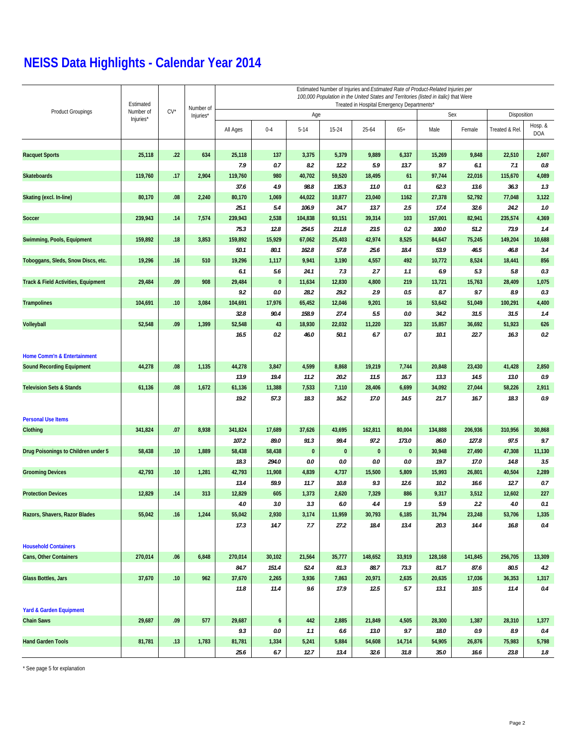# NEISS Data Highlights - Calendar Year 2014

| Product Groupings | Estimated Number of Injuries* | CV* | Number of Injuries* | Estimated Number of Injuries and *Estimated Rate of Product-Related Injuries per 100,000 Population in the United States and Territories (listed in italic)* that Were Treated in Hospital Emergency Departments* | | | | | | | | | |
|---|---|---|---|---|---|---|---|---|---|---|---|---|---|
| | | | | Age | | | | | | Sex | | Disposition | |
| | | | | All Ages | 0-4 | 5-14 | 15-24 | 25-64 | 65+ | Male | Female | Treated & Rel. | Hosp. & DOA |
| **Racquet Sports** | 25,118 | .22 | 634 | 25,118 | 137 | 3,375 | 5,379 | 9,889 | 6,337 | 15,269 | 9,848 | 22,510 | 2,607 |
| | | | | *7.9* | *0.7* | *8.2* | *12.2* | *5.9* | *13.7* | *9.7* | *6.1* | *7.1* | *0.8* |
| **Skateboards** | 119,760 | .17 | 2,904 | 119,760 | 980 | 40,702 | 59,520 | 18,495 | 61 | 97,744 | 22,016 | 115,670 | 4,089 |
| | | | | *37.6* | *4.9* | *98.8* | *135.3* | *11.0* | *0.1* | *62.3* | *13.6* | *36.3* | *1.3* |
| **Skating (excl. In-line)** | 80,170 | .08 | 2,240 | 80,170 | 1,069 | 44,022 | 10,877 | 23,040 | 1162 | 27,378 | 52,792 | 77,048 | 3,122 |
| | | | | *25.1* | *5.4* | *106.9* | *24.7* | *13.7* | *2.5* | *17.4* | *32.6* | *24.2* | *1.0* |
| **Soccer** | 239,943 | .14 | 7,574 | 239,943 | 2,538 | 104,838 | 93,151 | 39,314 | 103 | 157,001 | 82,941 | 235,574 | 4,369 |
| | | | | *75.3* | *12.8* | *254.5* | *211.8* | *23.5* | *0.2* | *100.0* | *51.2* | *73.9* | *1.4* |
| **Swimming, Pools, Equipment** | 159,892 | .18 | 3,853 | 159,892 | 15,929 | 67,062 | 25,403 | 42,974 | 8,525 | 84,647 | 75,245 | 149,204 | 10,688 |
| | | | | *50.1* | *80.1* | *162.8* | *57.8* | *25.6* | *18.4* | *53.9* | *46.5* | *46.8* | *3.4* |
| **Toboggans, Sleds, Snow Discs, etc.** | 19,296 | .16 | 510 | 19,296 | 1,117 | 9,941 | 3,190 | 4,557 | 492 | 10,772 | 8,524 | 18,441 | 856 |
| | | | | *6.1* | *5.6* | *24.1* | *7.3* | *2.7* | *1.1* | *6.9* | *5.3* | *5.8* | *0.3* |
| **Track & Field Activities, Equipment** | 29,484 | .09 | 908 | 29,484 | 0 | 11,634 | 12,830 | 4,800 | 219 | 13,721 | 15,763 | 28,409 | 1,075 |
| | | | | *9.2* | *0.0* | *28.2* | *29.2* | *2.9* | *0.5* | *8.7* | *9.7* | *8.9* | *0.3* |
| **Trampolines** | 104,691 | .10 | 3,084 | 104,691 | 17,976 | 65,452 | 12,046 | 9,201 | 16 | 53,642 | 51,049 | 100,291 | 4,400 |
| | | | | *32.8* | *90.4* | *158.9* | *27.4* | *5.5* | *0.0* | *34.2* | *31.5* | *31.5* | *1.4* |
| **Volleyball** | 52,548 | .09 | 1,399 | 52,548 | 43 | 18,930 | 22,032 | 11,220 | 323 | 15,857 | 36,692 | 51,923 | 626 |
| | | | | *16.5* | *0.2* | *46.0* | *50.1* | *6.7* | *0.7* | *10.1* | *22.7* | *16.3* | *0.2* |
| **Home Comm'n & Entertainment** | | | | | | | | | | | | | |
| **Sound Recording Equipment** | 44,278 | .08 | 1,135 | 44,278 | 3,847 | 4,599 | 8,868 | 19,219 | 7,744 | 20,848 | 23,430 | 41,428 | 2,850 |
| | | | | *13.9* | *19.4* | *11.2* | *20.2* | *11.5* | *16.7* | *13.3* | *14.5* | *13.0* | *0.9* |
| **Television Sets & Stands** | 61,136 | .08 | 1,672 | 61,136 | 11,388 | 7,533 | 7,110 | 28,406 | 6,699 | 34,092 | 27,044 | 58,226 | 2,911 |
| | | | | *19.2* | *57.3* | *18.3* | *16.2* | *17.0* | *14.5* | *21.7* | *16.7* | *18.3* | *0.9* |
| **Personal Use Items** | | | | | | | | | | | | | |
| **Clothing** | 341,824 | .07 | 8,938 | 341,824 | 17,689 | 37,626 | 43,695 | 162,811 | 80,004 | 134,888 | 206,936 | 310,956 | 30,868 |
| | | | | *107.2* | *89.0* | *91.3* | *99.4* | *97.2* | *173.0* | *86.0* | *127.8* | *97.5* | *9.7* |
| **Drug Poisonings to Children under 5** | 58,438 | .10 | 1,889 | 58,438 | 58,438 | 0 | 0 | 0 | 0 | 30,948 | 27,490 | 47,308 | 11,130 |
| | | | | *18.3* | *294.0* | *0.0* | *0.0* | *0.0* | *0.0* | *19.7* | *17.0* | *14.8* | *3.5* |
| **Grooming Devices** | 42,793 | .10 | 1,281 | 42,793 | 11,908 | 4,839 | 4,737 | 15,500 | 5,809 | 15,993 | 26,801 | 40,504 | 2,289 |
| | | | | *13.4* | *59.9* | *11.7* | *10.8* | *9.3* | *12.6* | *10.2* | *16.6* | *12.7* | *0.7* |
| **Protection Devices** | 12,829 | .14 | 313 | 12,829 | 605 | 1,373 | 2,620 | 7,329 | 886 | 9,317 | 3,512 | 12,602 | 227 |
| | | | | *4.0* | *3.0* | *3.3* | *6.0* | *4.4* | *1.9* | *5.9* | *2.2* | *4.0* | *0.1* |
| **Razors, Shavers, Razor Blades** | 55,042 | .16 | 1,244 | 55,042 | 2,930 | 3,174 | 11,959 | 30,793 | 6,185 | 31,794 | 23,248 | 53,706 | 1,335 |
| | | | | *17.3* | *14.7* | *7.7* | *27.2* | *18.4* | *13.4* | *20.3* | *14.4* | *16.8* | *0.4* |
| **Household Containers** | | | | | | | | | | | | | |
| **Cans, Other Containers** | 270,014 | .06 | 6,848 | 270,014 | 30,102 | 21,564 | 35,777 | 148,652 | 33,919 | 128,168 | 141,845 | 256,705 | 13,309 |
| | | | | *84.7* | *151.4* | *52.4* | *81.3* | *88.7* | *73.3* | *81.7* | *87.6* | *80.5* | *4.2* |
| **Glass Bottles, Jars** | 37,670 | .10 | 962 | 37,670 | 2,265 | 3,936 | 7,863 | 20,971 | 2,635 | 20,635 | 17,036 | 36,353 | 1,317 |
| | | | | *11.8* | *11.4* | *9.6* | *17.9* | *12.5* | *5.7* | *13.1* | *10.5* | *11.4* | *0.4* |
| **Yard & Garden Equipment** | | | | | | | | | | | | | |
| **Chain Saws** | 29,687 | .09 | 577 | 29,687 | 6 | 442 | 2,885 | 21,849 | 4,505 | 28,300 | 1,387 | 28,310 | 1,377 |
| | | | | *9.3* | *0.0* | *1.1* | *6.6* | *13.0* | *9.7* | *18.0* | *0.9* | *8.9* | *0.4* |
| **Hand Garden Tools** | 81,781 | .13 | 1,783 | 81,781 | 1,334 | 5,241 | 5,884 | 54,608 | 14,714 | 54,905 | 26,876 | 75,983 | 5,798 |
| | | | | *25.6* | *6.7* | *12.7* | *13.4* | *32.6* | *31.8* | *35.0* | *16.6* | *23.8* | *1.8* |

\* See page 5 for explanation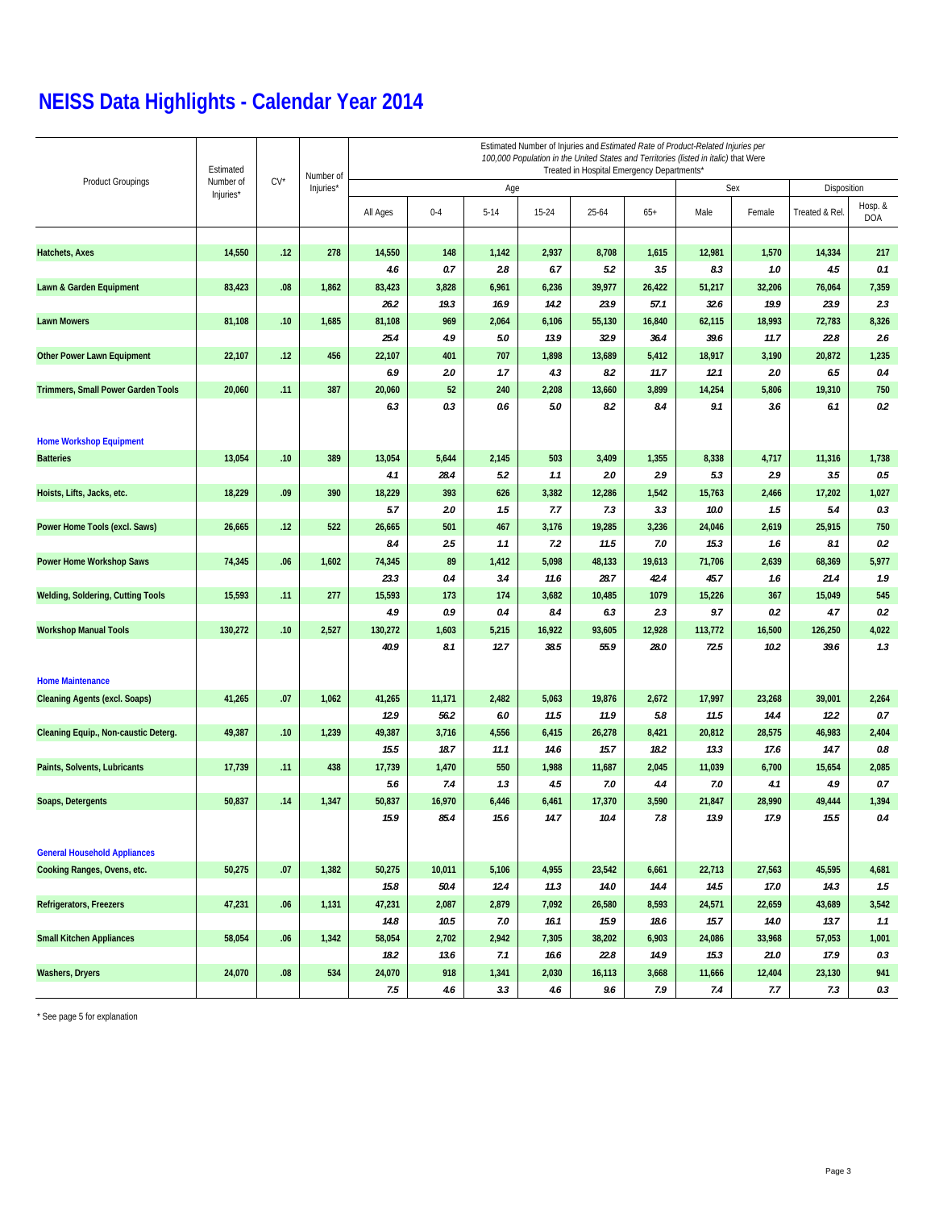# NEISS Data Highlights - Calendar Year 2014

| Product Groupings | Estimated Number of Injuries* | CV* | Number of Injuries* | Estimated Number of Injuries and *Estimated Rate of Product-Related Injuries per 100,000 Population in the United States and Territories (listed in italic)* that Were Treated in Hospital Emergency Departments* | | | | | | | | | |
|---|---|---|---|---|---|---|---|---|---|---|---|---|---|
| | | | | Age | | | | | | Sex | | Disposition | |
| | | | | All Ages | 0-4 | 5-14 | 15-24 | 25-64 | 65+ | Male | Female | Treated & Rel. | Hosp. & DOA |
| **Hatchets, Axes** | **14,550** | **.12** | **278** | **14,550** | **148** | **1,142** | **2,937** | **8,708** | **1,615** | **12,981** | **1,570** | **14,334** | **217** |
| | | | | *4.6* | *0.7* | *2.8* | *6.7* | *5.2* | *3.5* | *8.3* | *1.0* | *4.5* | *0.1* |
| **Lawn & Garden Equipment** | **83,423** | **.08** | **1,862** | **83,423** | **3,828** | **6,961** | **6,236** | **39,977** | **26,422** | **51,217** | **32,206** | **76,064** | **7,359** |
| | | | | *26.2* | *19.3* | *16.9* | *14.2* | *23.9* | *57.1* | *32.6* | *19.9* | *23.9* | *2.3* |
| **Lawn Mowers** | **81,108** | **.10** | **1,685** | **81,108** | **969** | **2,064** | **6,106** | **55,130** | **16,840** | **62,115** | **18,993** | **72,783** | **8,326** |
| | | | | *25.4* | *4.9* | *5.0* | *13.9* | *32.9* | *36.4* | *39.6* | *11.7* | *22.8* | *2.6* |
| **Other Power Lawn Equipment** | **22,107** | **.12** | **456** | **22,107** | **401** | **707** | **1,898** | **13,689** | **5,412** | **18,917** | **3,190** | **20,872** | **1,235** |
| | | | | *6.9* | *2.0* | *1.7* | *4.3* | *8.2* | *11.7* | *12.1* | *2.0* | *6.5* | *0.4* |
| **Trimmers, Small Power Garden Tools** | **20,060** | **.11** | **387** | **20,060** | **52** | **240** | **2,208** | **13,660** | **3,899** | **14,254** | **5,806** | **19,310** | **750** |
| | | | | *6.3* | *0.3* | *0.6* | *5.0* | *8.2* | *8.4* | *9.1* | *3.6* | *6.1* | *0.2* |
| **Home Workshop Equipment** | | | | | | | | | | | | | |
| **Batteries** | **13,054** | **.10** | **389** | **13,054** | **5,644** | **2,145** | **503** | **3,409** | **1,355** | **8,338** | **4,717** | **11,316** | **1,738** |
| | | | | *4.1* | *28.4* | *5.2* | *1.1* | *2.0* | *2.9* | *5.3* | *2.9* | *3.5* | *0.5* |
| **Hoists, Lifts, Jacks, etc.** | **18,229** | **.09** | **390** | **18,229** | **393** | **626** | **3,382** | **12,286** | **1,542** | **15,763** | **2,466** | **17,202** | **1,027** |
| | | | | *5.7* | *2.0* | *1.5* | *7.7* | *7.3* | *3.3* | *10.0* | *1.5* | *5.4* | *0.3* |
| **Power Home Tools (excl. Saws)** | **26,665** | **.12** | **522** | **26,665** | **501** | **467** | **3,176** | **19,285** | **3,236** | **24,046** | **2,619** | **25,915** | **750** |
| | | | | *8.4* | *2.5* | *1.1* | *7.2* | *11.5* | *7.0* | *15.3* | *1.6* | *8.1* | *0.2* |
| **Power Home Workshop Saws** | **74,345** | **.06** | **1,602** | **74,345** | **89** | **1,412** | **5,098** | **48,133** | **19,613** | **71,706** | **2,639** | **68,369** | **5,977** |
| | | | | *23.3* | *0.4* | *3.4* | *11.6* | *28.7* | *42.4* | *45.7* | *1.6* | *21.4* | *1.9* |
| **Welding, Soldering, Cutting Tools** | **15,593** | **.11** | **277** | **15,593** | **173** | **174** | **3,682** | **10,485** | **1079** | **15,226** | **367** | **15,049** | **545** |
| | | | | *4.9* | *0.9* | *0.4* | *8.4* | *6.3* | *2.3* | *9.7* | *0.2* | *4.7* | *0.2* |
| **Workshop Manual Tools** | **130,272** | **.10** | **2,527** | **130,272** | **1,603** | **5,215** | **16,922** | **93,605** | **12,928** | **113,772** | **16,500** | **126,250** | **4,022** |
| | | | | *40.9* | *8.1* | *12.7* | *38.5* | *55.9* | *28.0* | *72.5* | *10.2* | *39.6* | *1.3* |
| **Home Maintenance** | | | | | | | | | | | | | |
| **Cleaning Agents (excl. Soaps)** | **41,265** | **.07** | **1,062** | **41,265** | **11,171** | **2,482** | **5,063** | **19,876** | **2,672** | **17,997** | **23,268** | **39,001** | **2,264** |
| | | | | *12.9* | *56.2* | *6.0* | *11.5* | *11.9* | *5.8* | *11.5* | *14.4* | *12.2* | *0.7* |
| **Cleaning Equip., Non-caustic Deterg.** | **49,387** | **.10** | **1,239** | **49,387** | **3,716** | **4,556** | **6,415** | **26,278** | **8,421** | **20,812** | **28,575** | **46,983** | **2,404** |
| | | | | *15.5* | *18.7* | *11.1* | *14.6* | *15.7* | *18.2* | *13.3* | *17.6* | *14.7* | *0.8* |
| **Paints, Solvents, Lubricants** | **17,739** | **.11** | **438** | **17,739** | **1,470** | **550** | **1,988** | **11,687** | **2,045** | **11,039** | **6,700** | **15,654** | **2,085** |
| | | | | *5.6* | *7.4* | *1.3* | *4.5* | *7.0* | *4.4* | *7.0* | *4.1* | *4.9* | *0.7* |
| **Soaps, Detergents** | **50,837** | **.14** | **1,347** | **50,837** | **16,970** | **6,446** | **6,461** | **17,370** | **3,590** | **21,847** | **28,990** | **49,444** | **1,394** |
| | | | | *15.9* | *85.4* | *15.6* | *14.7* | *10.4* | *7.8* | *13.9* | *17.9* | *15.5* | *0.4* |
| **General Household Appliances** | | | | | | | | | | | | | |
| **Cooking Ranges, Ovens, etc.** | **50,275** | **.07** | **1,382** | **50,275** | **10,011** | **5,106** | **4,955** | **23,542** | **6,661** | **22,713** | **27,563** | **45,595** | **4,681** |
| | | | | *15.8* | *50.4* | *12.4* | *11.3* | *14.0* | *14.4* | *14.5* | *17.0* | *14.3* | *1.5* |
| **Refrigerators, Freezers** | **47,231** | **.06** | **1,131** | **47,231** | **2,087** | **2,879** | **7,092** | **26,580** | **8,593** | **24,571** | **22,659** | **43,689** | **3,542** |
| | | | | *14.8* | *10.5* | *7.0* | *16.1* | *15.9* | *18.6* | *15.7* | *14.0* | *13.7* | *1.1* |
| **Small Kitchen Appliances** | **58,054** | **.06** | **1,342** | **58,054** | **2,702** | **2,942** | **7,305** | **38,202** | **6,903** | **24,086** | **33,968** | **57,053** | **1,001** |
| | | | | *18.2* | *13.6* | *7.1* | *16.6* | *22.8* | *14.9* | *15.3* | *21.0* | *17.9* | *0.3* |
| **Washers, Dryers** | **24,070** | **.08** | **534** | **24,070** | **918** | **1,341** | **2,030** | **16,113** | **3,668** | **11,666** | **12,404** | **23,130** | **941** |
| | | | | *7.5* | *4.6* | *3.3* | *4.6* | *9.6* | *7.9* | *7.4* | *7.7* | *7.3* | *0.3* |

\* See page 5 for explanation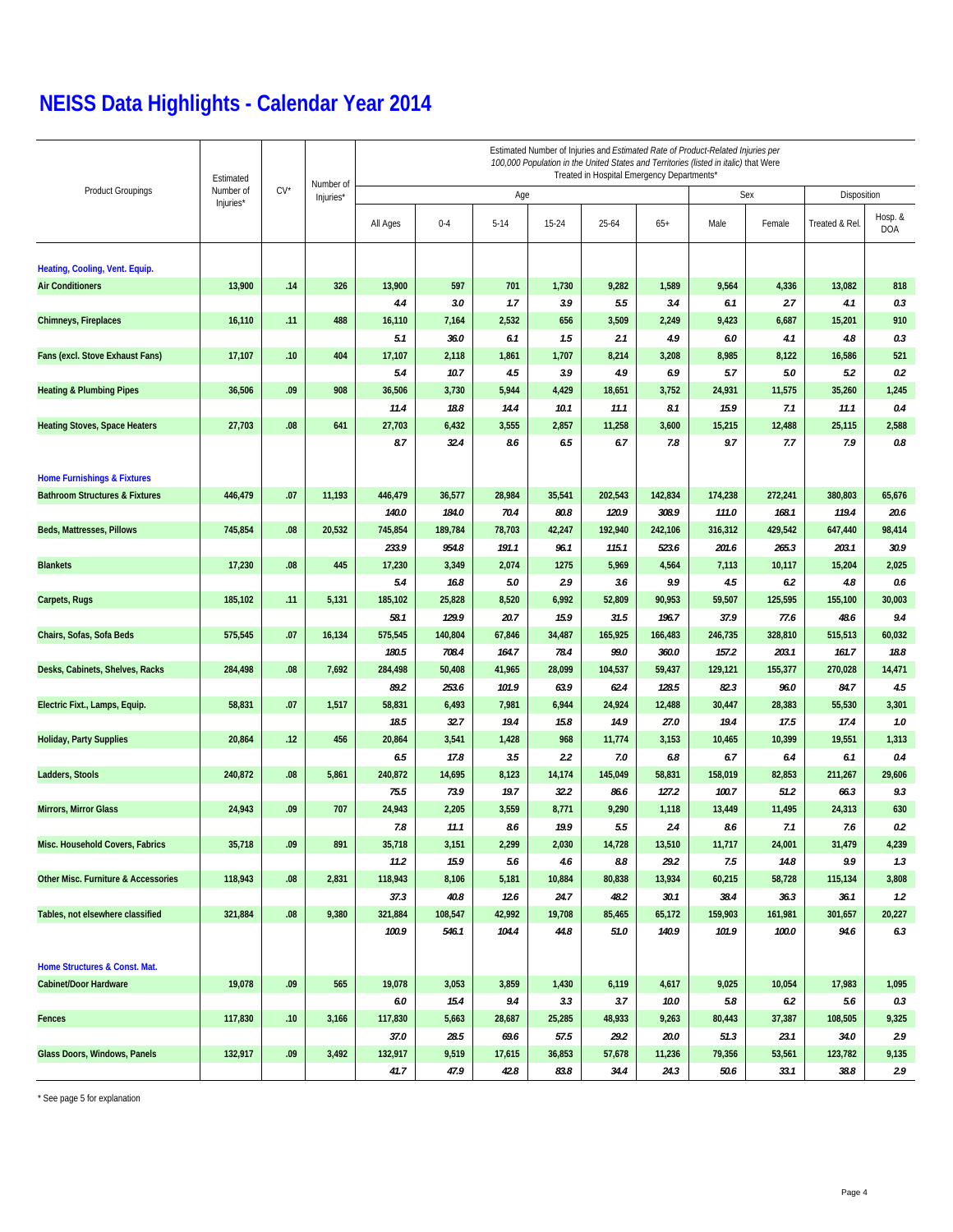# NEISS Data Highlights - Calendar Year 2014

| Product Groupings | Estimated Number of Injuries* | CV* | Number of Injuries* | Estimated Number of Injuries and *Estimated Rate of Product-Related Injuries per 100,000 Population in the United States and Territories (listed in italic)* that Were Treated in Hospital Emergency Departments* | | | | | | | | | |
|---|---|---|---|---|---|---|---|---|---|---|---|---|---|
| | | | | Age | | | | | | Sex | | Disposition | |
| | | | | All Ages | 0-4 | 5-14 | 15-24 | 25-64 | 65+ | Male | Female | Treated & Rel. | Hosp. & DOA |
| **Heating, Cooling, Vent. Equip.** | | | | | | | | | | | | | |
| **Air Conditioners** | 13,900 | .14 | 326 | 13,900 | 597 | 701 | 1,730 | 9,282 | 1,589 | 9,564 | 4,336 | 13,082 | 818 |
| | | | | *4.4* | *3.0* | *1.7* | *3.9* | *5.5* | *3.4* | *6.1* | *2.7* | *4.1* | *0.3* |
| **Chimneys, Fireplaces** | 16,110 | .11 | 488 | 16,110 | 7,164 | 2,532 | 656 | 3,509 | 2,249 | 9,423 | 6,687 | 15,201 | 910 |
| | | | | *5.1* | *36.0* | *6.1* | *1.5* | *2.1* | *4.9* | *6.0* | *4.1* | *4.8* | *0.3* |
| **Fans (excl. Stove Exhaust Fans)** | 17,107 | .10 | 404 | 17,107 | 2,118 | 1,861 | 1,707 | 8,214 | 3,208 | 8,985 | 8,122 | 16,586 | 521 |
| | | | | *5.4* | *10.7* | *4.5* | *3.9* | *4.9* | *6.9* | *5.7* | *5.0* | *5.2* | *0.2* |
| **Heating & Plumbing Pipes** | 36,506 | .09 | 908 | 36,506 | 3,730 | 5,944 | 4,429 | 18,651 | 3,752 | 24,931 | 11,575 | 35,260 | 1,245 |
| | | | | *11.4* | *18.8* | *14.4* | *10.1* | *11.1* | *8.1* | *15.9* | *7.1* | *11.1* | *0.4* |
| **Heating Stoves, Space Heaters** | 27,703 | .08 | 641 | 27,703 | 6,432 | 3,555 | 2,857 | 11,258 | 3,600 | 15,215 | 12,488 | 25,115 | 2,588 |
| | | | | *8.7* | *32.4* | *8.6* | *6.5* | *6.7* | *7.8* | *9.7* | *7.7* | *7.9* | *0.8* |
| **Home Furnishings & Fixtures** | | | | | | | | | | | | | |
| **Bathroom Structures & Fixtures** | 446,479 | .07 | 11,193 | 446,479 | 36,577 | 28,984 | 35,541 | 202,543 | 142,834 | 174,238 | 272,241 | 380,803 | 65,676 |
| | | | | *140.0* | *184.0* | *70.4* | *80.8* | *120.9* | *308.9* | *111.0* | *168.1* | *119.4* | *20.6* |
| **Beds, Mattresses, Pillows** | 745,854 | .08 | 20,532 | 745,854 | 189,784 | 78,703 | 42,247 | 192,940 | 242,106 | 316,312 | 429,542 | 647,440 | 98,414 |
| | | | | *233.9* | *954.8* | *191.1* | *96.1* | *115.1* | *523.6* | *201.6* | *265.3* | *203.1* | *30.9* |
| **Blankets** | 17,230 | .08 | 445 | 17,230 | 3,349 | 2,074 | 1275 | 5,969 | 4,564 | 7,113 | 10,117 | 15,204 | 2,025 |
| | | | | *5.4* | *16.8* | *5.0* | *2.9* | *3.6* | *9.9* | *4.5* | *6.2* | *4.8* | *0.6* |
| **Carpets, Rugs** | 185,102 | .11 | 5,131 | 185,102 | 25,828 | 8,520 | 6,992 | 52,809 | 90,953 | 59,507 | 125,595 | 155,100 | 30,003 |
| | | | | *58.1* | *129.9* | *20.7* | *15.9* | *31.5* | *196.7* | *37.9* | *77.6* | *48.6* | *9.4* |
| **Chairs, Sofas, Sofa Beds** | 575,545 | .07 | 16,134 | 575,545 | 140,804 | 67,846 | 34,487 | 165,925 | 166,483 | 246,735 | 328,810 | 515,513 | 60,032 |
| | | | | *180.5* | *708.4* | *164.7* | *78.4* | *99.0* | *360.0* | *157.2* | *203.1* | *161.7* | *18.8* |
| **Desks, Cabinets, Shelves, Racks** | 284,498 | .08 | 7,692 | 284,498 | 50,408 | 41,965 | 28,099 | 104,537 | 59,437 | 129,121 | 155,377 | 270,028 | 14,471 |
| | | | | *89.2* | *253.6* | *101.9* | *63.9* | *62.4* | *128.5* | *82.3* | *96.0* | *84.7* | *4.5* |
| **Electric Fixt., Lamps, Equip.** | 58,831 | .07 | 1,517 | 58,831 | 6,493 | 7,981 | 6,944 | 24,924 | 12,488 | 30,447 | 28,383 | 55,530 | 3,301 |
| | | | | *18.5* | *32.7* | *19.4* | *15.8* | *14.9* | *27.0* | *19.4* | *17.5* | *17.4* | *1.0* |
| **Holiday, Party Supplies** | 20,864 | .12 | 456 | 20,864 | 3,541 | 1,428 | 968 | 11,774 | 3,153 | 10,465 | 10,399 | 19,551 | 1,313 |
| | | | | *6.5* | *17.8* | *3.5* | *2.2* | *7.0* | *6.8* | *6.7* | *6.4* | *6.1* | *0.4* |
| **Ladders, Stools** | 240,872 | .08 | 5,861 | 240,872 | 14,695 | 8,123 | 14,174 | 145,049 | 58,831 | 158,019 | 82,853 | 211,267 | 29,606 |
| | | | | *75.5* | *73.9* | *19.7* | *32.2* | *86.6* | *127.2* | *100.7* | *51.2* | *66.3* | *9.3* |
| **Mirrors, Mirror Glass** | 24,943 | .09 | 707 | 24,943 | 2,205 | 3,559 | 8,771 | 9,290 | 1,118 | 13,449 | 11,495 | 24,313 | 630 |
| | | | | *7.8* | *11.1* | *8.6* | *19.9* | *5.5* | *2.4* | *8.6* | *7.1* | *7.6* | *0.2* |
| **Misc. Household Covers, Fabrics** | 35,718 | .09 | 891 | 35,718 | 3,151 | 2,299 | 2,030 | 14,728 | 13,510 | 11,717 | 24,001 | 31,479 | 4,239 |
| | | | | *11.2* | *15.9* | *5.6* | *4.6* | *8.8* | *29.2* | *7.5* | *14.8* | *9.9* | *1.3* |
| **Other Misc. Furniture & Accessories** | 118,943 | .08 | 2,831 | 118,943 | 8,106 | 5,181 | 10,884 | 80,838 | 13,934 | 60,215 | 58,728 | 115,134 | 3,808 |
| | | | | *37.3* | *40.8* | *12.6* | *24.7* | *48.2* | *30.1* | *38.4* | *36.3* | *36.1* | *1.2* |
| **Tables, not elsewhere classified** | 321,884 | .08 | 9,380 | 321,884 | 108,547 | 42,992 | 19,708 | 85,465 | 65,172 | 159,903 | 161,981 | 301,657 | 20,227 |
| | | | | *100.9* | *546.1* | *104.4* | *44.8* | *51.0* | *140.9* | *101.9* | *100.0* | *94.6* | *6.3* |
| **Home Structures & Const. Mat.** | | | | | | | | | | | | | |
| **Cabinet/Door Hardware** | 19,078 | .09 | 565 | 19,078 | 3,053 | 3,859 | 1,430 | 6,119 | 4,617 | 9,025 | 10,054 | 17,983 | 1,095 |
| | | | | *6.0* | *15.4* | *9.4* | *3.3* | *3.7* | *10.0* | *5.8* | *6.2* | *5.6* | *0.3* |
| **Fences** | 117,830 | .10 | 3,166 | 117,830 | 5,663 | 28,687 | 25,285 | 48,933 | 9,263 | 80,443 | 37,387 | 108,505 | 9,325 |
| | | | | *37.0* | *28.5* | *69.6* | *57.5* | *29.2* | *20.0* | *51.3* | *23.1* | *34.0* | *2.9* |
| **Glass Doors, Windows, Panels** | 132,917 | .09 | 3,492 | 132,917 | 9,519 | 17,615 | 36,853 | 57,678 | 11,236 | 79,356 | 53,561 | 123,782 | 9,135 |
| | | | | *41.7* | *47.9* | *42.8* | *83.8* | *34.4* | *24.3* | *50.6* | *33.1* | *38.8* | *2.9* |

\* See page 5 for explanation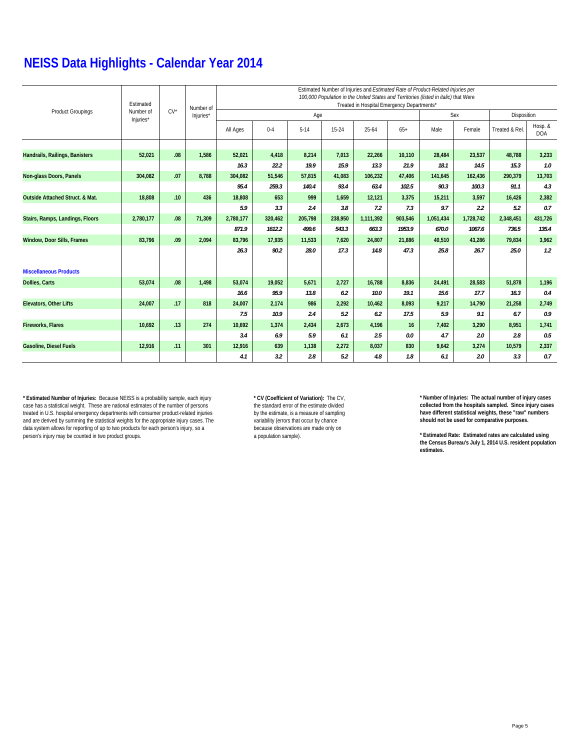# NEISS Data Highlights - Calendar Year 2014

| Product Groupings | Estimated Number of Injuries* | CV* | Number of Injuries* | Estimated Number of Injuries and *Estimated Rate of Product-Related Injuries per 100,000 Population in the United States and Territories (listed in italic)* that Were Treated in Hospital Emergency Departments* | | | | | | | | | |
|---|---|---|---|---|---|---|---|---|---|---|---|---|---|
| | | | | Age | | | | | | Sex | | Disposition | |
| | | | | All Ages | 0-4 | 5-14 | 15-24 | 25-64 | 65+ | Male | Female | Treated & Rel. | Hosp. & DOA |
| **Handrails, Railings, Banisters** | 52,021 | .08 | 1,586 | 52,021 | 4,418 | 8,214 | 7,013 | 22,266 | 10,110 | 28,484 | 23,537 | 48,788 | 3,233 |
| | | | | *16.3* | *22.2* | *19.9* | *15.9* | *13.3* | *21.9* | *18.1* | *14.5* | *15.3* | *1.0* |
| **Non-glass Doors, Panels** | 304,082 | .07 | 8,788 | 304,082 | 51,546 | 57,815 | 41,083 | 106,232 | 47,406 | 141,645 | 162,436 | 290,379 | 13,703 |
| | | | | *95.4* | *259.3* | *140.4* | *93.4* | *63.4* | *102.5* | *90.3* | *100.3* | *91.1* | *4.3* |
| **Outside Attached Struct. & Mat.** | 18,808 | .10 | 436 | 18,808 | 653 | 999 | 1,659 | 12,121 | 3,375 | 15,211 | 3,597 | 16,426 | 2,382 |
| | | | | *5.9* | *3.3* | *2.4* | *3.8* | *7.2* | *7.3* | *9.7* | *2.2* | *5.2* | *0.7* |
| **Stairs, Ramps, Landings, Floors** | 2,780,177 | .08 | 71,309 | 2,780,177 | 320,462 | 205,798 | 238,950 | 1,111,392 | 903,546 | 1,051,434 | 1,728,742 | 2,348,451 | 431,726 |
| | | | | *871.9* | *1612.2* | *499.6* | *543.3* | *663.3* | *1953.9* | *670.0* | *1067.6* | *736.5* | *135.4* |
| **Window, Door Sills, Frames** | 83,796 | .09 | 2,094 | 83,796 | 17,935 | 11,533 | 7,620 | 24,807 | 21,886 | 40,510 | 43,286 | 79,834 | 3,962 |
| | | | | *26.3* | *90.2* | *28.0* | *17.3* | *14.8* | *47.3* | *25.8* | *26.7* | *25.0* | *1.2* |
| **Miscellaneous Products** | | | | | | | | | | | | | |
| **Dollies, Carts** | 53,074 | .08 | 1,498 | 53,074 | 19,052 | 5,671 | 2,727 | 16,788 | 8,836 | 24,491 | 28,583 | 51,878 | 1,196 |
| | | | | *16.6* | *95.9* | *13.8* | *6.2* | *10.0* | *19.1* | *15.6* | *17.7* | *16.3* | *0.4* |
| **Elevators, Other Lifts** | 24,007 | .17 | 818 | 24,007 | 2,174 | 986 | 2,292 | 10,462 | 8,093 | 9,217 | 14,790 | 21,258 | 2,749 |
| | | | | *7.5* | *10.9* | *2.4* | *5.2* | *6.2* | *17.5* | *5.9* | *9.1* | *6.7* | *0.9* |
| **Fireworks, Flares** | 10,692 | .13 | 274 | 10,692 | 1,374 | 2,434 | 2,673 | 4,196 | 16 | 7,402 | 3,290 | 8,951 | 1,741 |
| | | | | *3.4* | *6.9* | *5.9* | *6.1* | *2.5* | *0.0* | *4.7* | *2.0* | *2.8* | *0.5* |
| **Gasoline, Diesel Fuels** | 12,916 | .11 | 301 | 12,916 | 639 | 1,138 | 2,272 | 8,037 | 830 | 9,642 | 3,274 | 10,579 | 2,337 |
| | | | | *4.1* | *3.2* | *2.8* | *5.2* | *4.8* | *1.8* | *6.1* | *2.0* | *3.3* | *0.7* |

**\* Estimated Number of Injuries:** Because NEISS is a probability sample, each injury case has a statistical weight. These are national estimates of the number of persons treated in U.S. hospital emergency departments with consumer product-related injuries and are derived by summing the statistical weights for the appropriate injury cases. The data system allows for reporting of up to two products for each person's injury, so a person's injury may be counted in two product groups.

**\* CV (Coefficient of Variation):** The CV, the standard error of the estimate divided by the estimate, is a measure of sampling variability (errors that occur by chance because observations are made only on a population sample).

**\* Number of Injuries: The actual number of injury cases collected from the hospitals sampled. Since injury cases have different statistical weights, these "raw" numbers should not be used for comparative purposes.**

**\* Estimated Rate: Estimated rates are calculated using the Census Bureau's July 1, 2014 U.S. resident population estimates.**